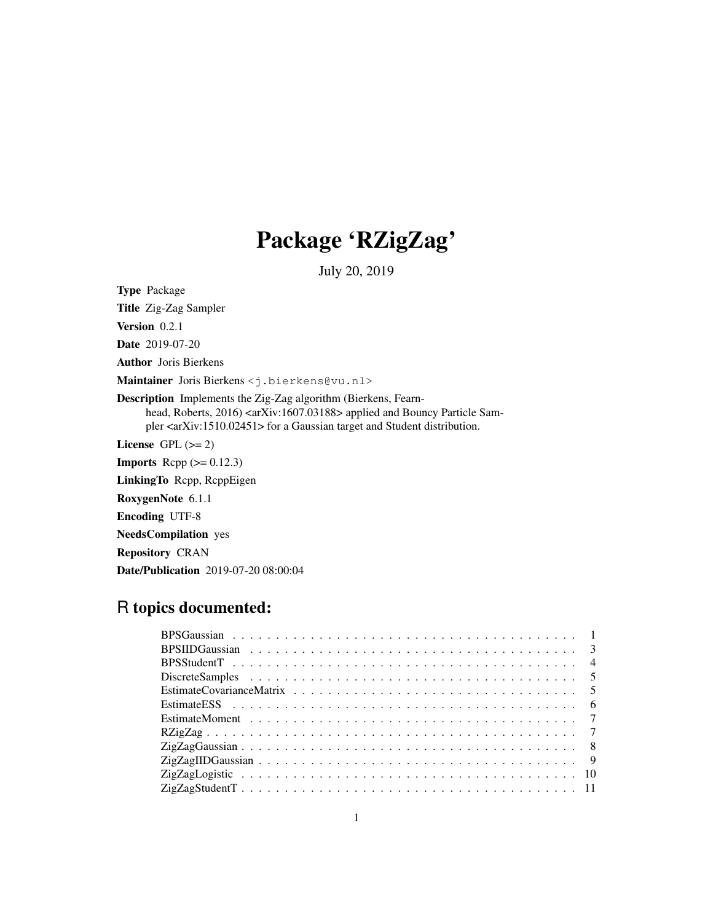# Package 'RZigZag'

July 20, 2019

**Type** Package

**Title** Zig-Zag Sampler

**Version** 0.2.1

**Date** 2019-07-20

**Author** Joris Bierkens

**Maintainer** Joris Bierkens <j.bierkens@vu.nl>

**Description** Implements the Zig-Zag algorithm (Bierkens, Fearnhead, Roberts, 2016) <arXiv:1607.03188> applied and Bouncy Particle Sampler <arXiv:1510.02451> for a Gaussian target and Student distribution.

**License** GPL (>= 2)

**Imports** Rcpp (>= 0.12.3)

**LinkingTo** Rcpp, RcppEigen

**RoxygenNote** 6.1.1

**Encoding** UTF-8

**NeedsCompilation** yes

**Repository** CRAN

**Date/Publication** 2019-07-20 08:00:04

## R topics documented:

| | |
|---|---|
| BPSGaussian | 1 |
| BPSIIDGaussian | 3 |
| BPSStudentT | 4 |
| DiscreteSamples | 5 |
| EstimateCovarianceMatrix | 5 |
| EstimateESS | 6 |
| EstimateMoment | 7 |
| RZigZag | 7 |
| ZigZagGaussian | 8 |
| ZigZagIIDGaussian | 9 |
| ZigZagLogistic | 10 |
| ZigZagStudentT | 11 |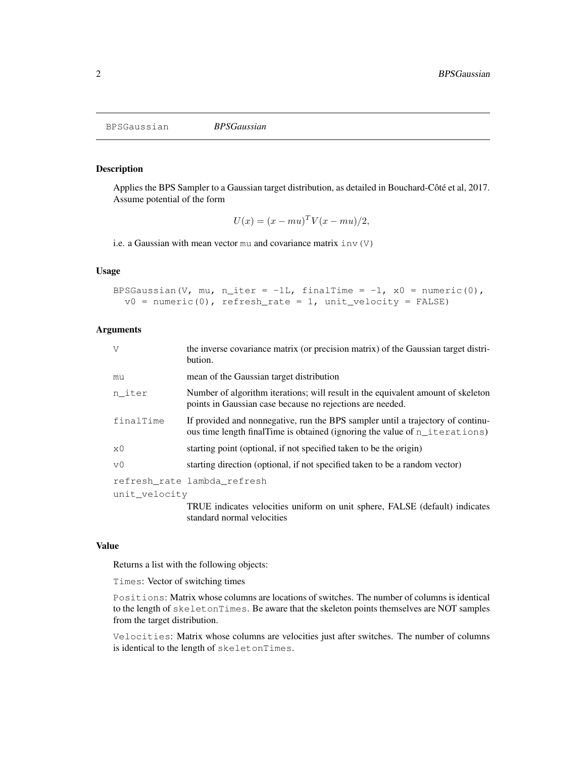## BPSGaussian *BPSGaussian*

### Description

Applies the BPS Sampler to a Gaussian target distribution, as detailed in Bouchard-Côté et al, 2017. Assume potential of the form

$$U(x) = (x - mu)^T V (x - mu)/2,$$

i.e. a Gaussian with mean vector `mu` and covariance matrix `inv(V)`

### Usage

```
BPSGaussian(V, mu, n_iter = -1L, finalTime = -1, x0 = numeric(0),
  v0 = numeric(0), refresh_rate = 1, unit_velocity = FALSE)
```

### Arguments

| | |
|---|---|
| `V` | the inverse covariance matrix (or precision matrix) of the Gaussian target distribution. |
| `mu` | mean of the Gaussian target distribution |
| `n_iter` | Number of algorithm iterations; will result in the equivalent amount of skeleton points in Gaussian case because no rejections are needed. |
| `finalTime` | If provided and nonnegative, run the BPS sampler until a trajectory of continuous time length finalTime is obtained (ignoring the value of `n_iterations`) |
| `x0` | starting point (optional, if not specified taken to be the origin) |
| `v0` | starting direction (optional, if not specified taken to be a random vector) |
| `refresh_rate` | lambda_refresh |
| `unit_velocity` | TRUE indicates velocities uniform on unit sphere, FALSE (default) indicates standard normal velocities |

### Value

Returns a list with the following objects:

`Times`: Vector of switching times

`Positions`: Matrix whose columns are locations of switches. The number of columns is identical to the length of `skeletonTimes`. Be aware that the skeleton points themselves are NOT samples from the target distribution.

`Velocities`: Matrix whose columns are velocities just after switches. The number of columns is identical to the length of `skeletonTimes`.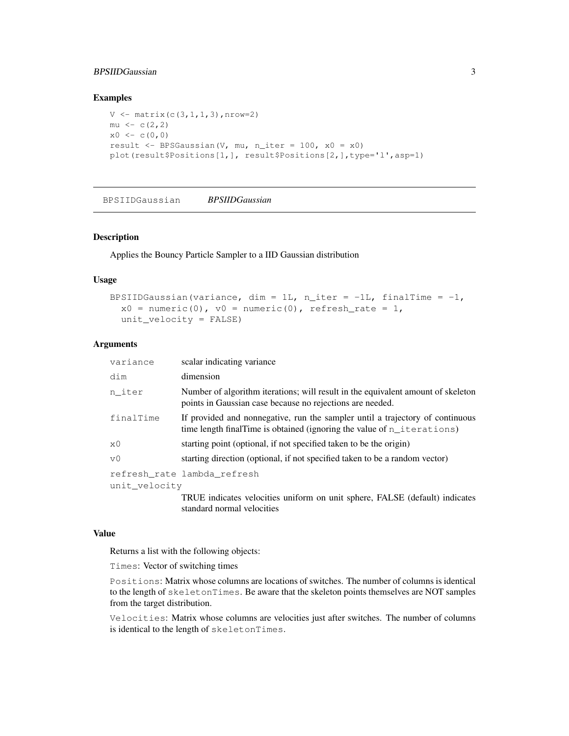### Examples

```
V <- matrix(c(3,1,1,3),nrow=2)
mu <- c(2,2)
x0 <- c(0,0)
result <- BPSGaussian(V, mu, n_iter = 100, x0 = x0)
plot(result$Positions[1,], result$Positions[2,],type='l',asp=1)
```

---

## BPSIIDGaussian *BPSIIDGaussian*

---

### Description

Applies the Bouncy Particle Sampler to a IID Gaussian distribution

### Usage

```
BPSIIDGaussian(variance, dim = 1L, n_iter = -1L, finalTime = -1,
  x0 = numeric(0), v0 = numeric(0), refresh_rate = 1,
  unit_velocity = FALSE)
```

### Arguments

| | |
|---|---|
| `variance` | scalar indicating variance |
| `dim` | dimension |
| `n_iter` | Number of algorithm iterations; will result in the equivalent amount of skeleton points in Gaussian case because no rejections are needed. |
| `finalTime` | If provided and nonnegative, run the sampler until a trajectory of continuous time length finalTime is obtained (ignoring the value of `n_iterations`) |
| `x0` | starting point (optional, if not specified taken to be the origin) |
| `v0` | starting direction (optional, if not specified taken to be a random vector) |
| `refresh_rate` | lambda_refresh |
| `unit_velocity` | TRUE indicates velocities uniform on unit sphere, FALSE (default) indicates standard normal velocities |

### Value

Returns a list with the following objects:

`Times`: Vector of switching times

`Positions`: Matrix whose columns are locations of switches. The number of columns is identical to the length of `skeletonTimes`. Be aware that the skeleton points themselves are NOT samples from the target distribution.

`Velocities`: Matrix whose columns are velocities just after switches. The number of columns is identical to the length of `skeletonTimes`.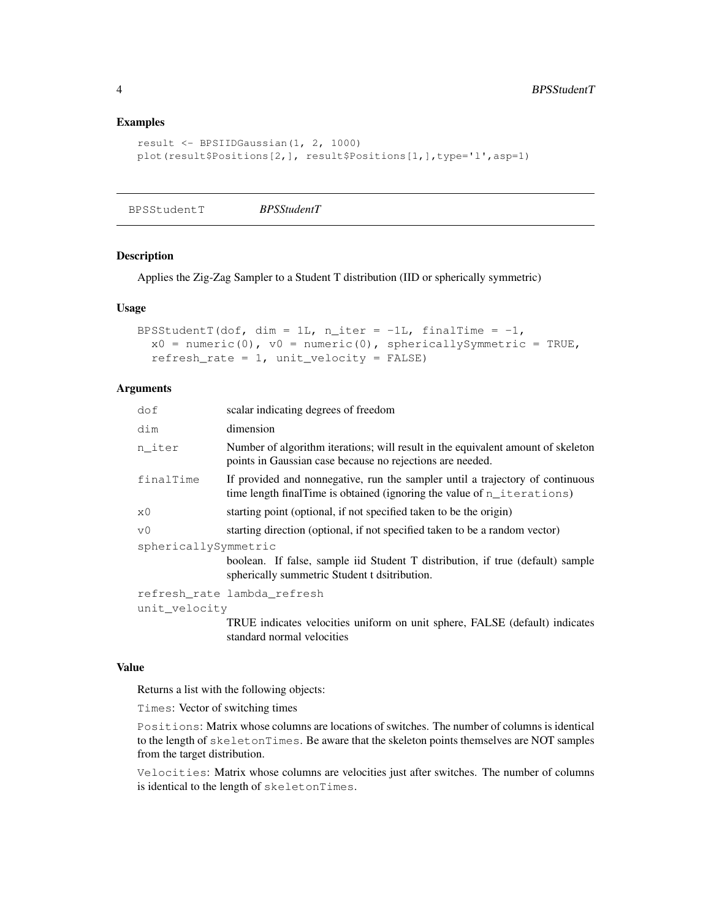## Examples

```
result <- BPSIIDGaussian(1, 2, 1000)
plot(result$Positions[2,], result$Positions[1,],type='l',asp=1)
```

---

BPSStudentT *BPSStudentT*

---

## Description

Applies the Zig-Zag Sampler to a Student T distribution (IID or spherically symmetric)

## Usage

```
BPSStudentT(dof, dim = 1L, n_iter = -1L, finalTime = -1,
  x0 = numeric(0), v0 = numeric(0), sphericallySymmetric = TRUE,
  refresh_rate = 1, unit_velocity = FALSE)
```

## Arguments

| | |
|---|---|
| `dof` | scalar indicating degrees of freedom |
| `dim` | dimension |
| `n_iter` | Number of algorithm iterations; will result in the equivalent amount of skeleton points in Gaussian case because no rejections are needed. |
| `finalTime` | If provided and nonnegative, run the sampler until a trajectory of continuous time length finalTime is obtained (ignoring the value of `n_iterations`) |
| `x0` | starting point (optional, if not specified taken to be the origin) |
| `v0` | starting direction (optional, if not specified taken to be a random vector) |
| `sphericallySymmetric` | boolean. If false, sample iid Student T distribution, if true (default) sample spherically summetric Student t dsitribution. |
| `refresh_rate` | lambda_refresh |
| `unit_velocity` | TRUE indicates velocities uniform on unit sphere, FALSE (default) indicates standard normal velocities |

## Value

Returns a list with the following objects:

`Times`: Vector of switching times

`Positions`: Matrix whose columns are locations of switches. The number of columns is identical to the length of `skeletonTimes`. Be aware that the skeleton points themselves are NOT samples from the target distribution.

`Velocities`: Matrix whose columns are velocities just after switches. The number of columns is identical to the length of `skeletonTimes`.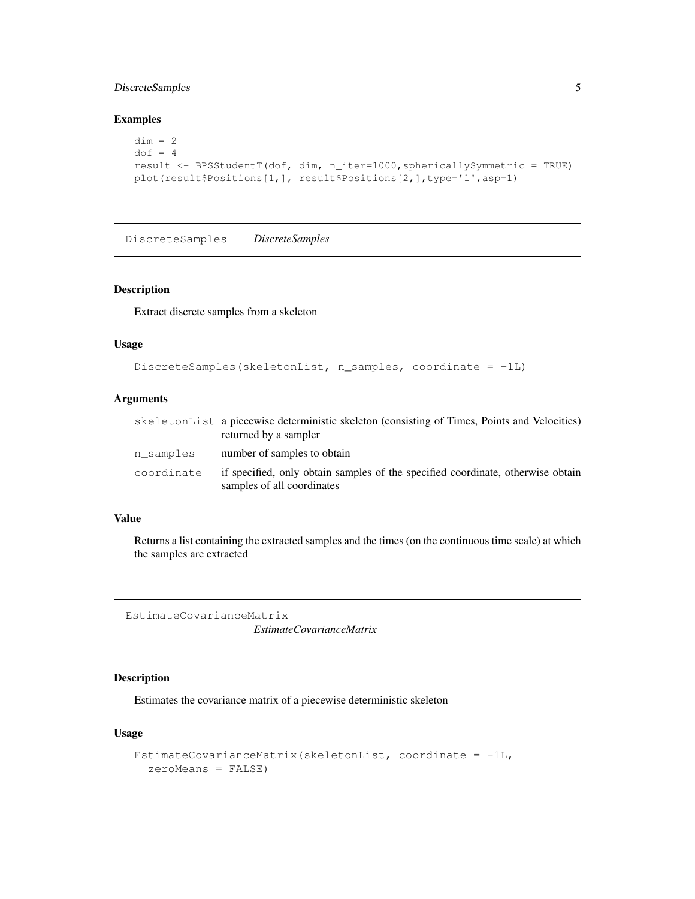## Examples

```
dim = 2
dof = 4
result <- BPSStudentT(dof, dim, n_iter=1000,sphericallySymmetric = TRUE)
plot(result$Positions[1,], result$Positions[2,],type='l',asp=1)
```

---

# DiscreteSamples    *DiscreteSamples*

---

## Description

Extract discrete samples from a skeleton

## Usage

```
DiscreteSamples(skeletonList, n_samples, coordinate = -1L)
```

## Arguments

| | |
|---|---|
| skeletonList | a piecewise deterministic skeleton (consisting of Times, Points and Velocities) returned by a sampler |
| n_samples | number of samples to obtain |
| coordinate | if specified, only obtain samples of the specified coordinate, otherwise obtain samples of all coordinates |

## Value

Returns a list containing the extracted samples and the times (on the continuous time scale) at which the samples are extracted

---

# EstimateCovarianceMatrix    *EstimateCovarianceMatrix*

---

## Description

Estimates the covariance matrix of a piecewise deterministic skeleton

## Usage

```
EstimateCovarianceMatrix(skeletonList, coordinate = -1L,
  zeroMeans = FALSE)
```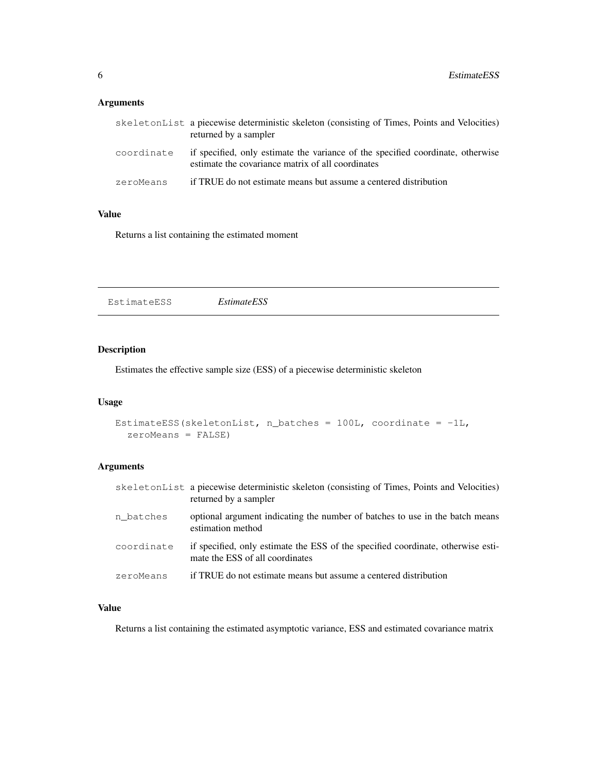### Arguments

| | |
|---|---|
| skeletonList | a piecewise deterministic skeleton (consisting of Times, Points and Velocities) returned by a sampler |
| coordinate | if specified, only estimate the variance of the specified coordinate, otherwise estimate the covariance matrix of all coordinates |
| zeroMeans | if TRUE do not estimate means but assume a centered distribution |

### Value

Returns a list containing the estimated moment

---

## EstimateESS &nbsp;&nbsp;&nbsp;&nbsp; *EstimateESS*

---

### Description

Estimates the effective sample size (ESS) of a piecewise deterministic skeleton

### Usage

```
EstimateESS(skeletonList, n_batches = 100L, coordinate = -1L,
  zeroMeans = FALSE)
```

### Arguments

| | |
|---|---|
| skeletonList | a piecewise deterministic skeleton (consisting of Times, Points and Velocities) returned by a sampler |
| n_batches | optional argument indicating the number of batches to use in the batch means estimation method |
| coordinate | if specified, only estimate the ESS of the specified coordinate, otherwise estimate the ESS of all coordinates |
| zeroMeans | if TRUE do not estimate means but assume a centered distribution |

### Value

Returns a list containing the estimated asymptotic variance, ESS and estimated covariance matrix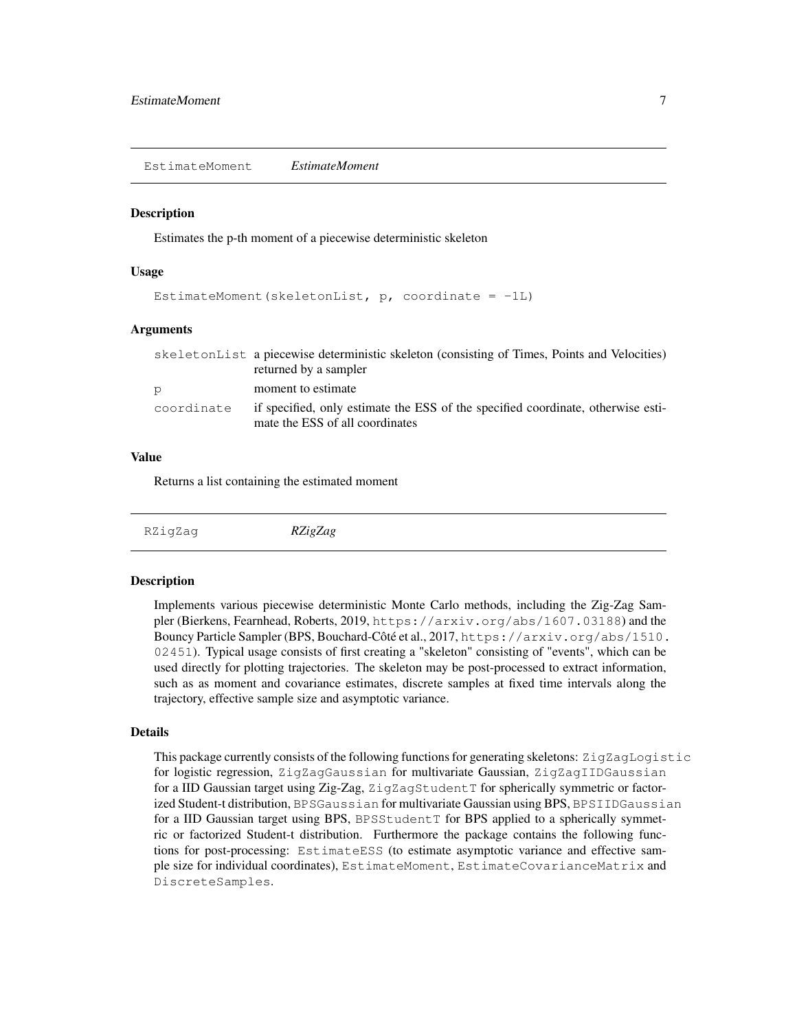## EstimateMoment *EstimateMoment*

### Description

Estimates the p-th moment of a piecewise deterministic skeleton

### Usage

```
EstimateMoment(skeletonList, p, coordinate = -1L)
```

### Arguments

| | |
|---|---|
| skeletonList | a piecewise deterministic skeleton (consisting of Times, Points and Velocities) returned by a sampler |
| p | moment to estimate |
| coordinate | if specified, only estimate the ESS of the specified coordinate, otherwise estimate the ESS of all coordinates |

### Value

Returns a list containing the estimated moment

## RZigZag *RZigZag*

### Description

Implements various piecewise deterministic Monte Carlo methods, including the Zig-Zag Sampler (Bierkens, Fearnhead, Roberts, 2019, https://arxiv.org/abs/1607.03188) and the Bouncy Particle Sampler (BPS, Bouchard-Côté et al., 2017, https://arxiv.org/abs/1510.02451). Typical usage consists of first creating a "skeleton" consisting of "events", which can be used directly for plotting trajectories. The skeleton may be post-processed to extract information, such as as moment and covariance estimates, discrete samples at fixed time intervals along the trajectory, effective sample size and asymptotic variance.

### Details

This package currently consists of the following functions for generating skeletons: `ZigZagLogistic` for logistic regression, `ZigZagGaussian` for multivariate Gaussian, `ZigZagIIDGaussian` for a IID Gaussian target using Zig-Zag, `ZigZagStudentT` for spherically symmetric or factorized Student-t distribution, `BPSGaussian` for multivariate Gaussian using BPS, `BPSIIDGaussian` for a IID Gaussian target using BPS, `BPSStudentT` for BPS applied to a spherically symmetric or factorized Student-t distribution. Furthermore the package contains the following functions for post-processing: `EstimateESS` (to estimate asymptotic variance and effective sample size for individual coordinates), `EstimateMoment`, `EstimateCovarianceMatrix` and `DiscreteSamples`.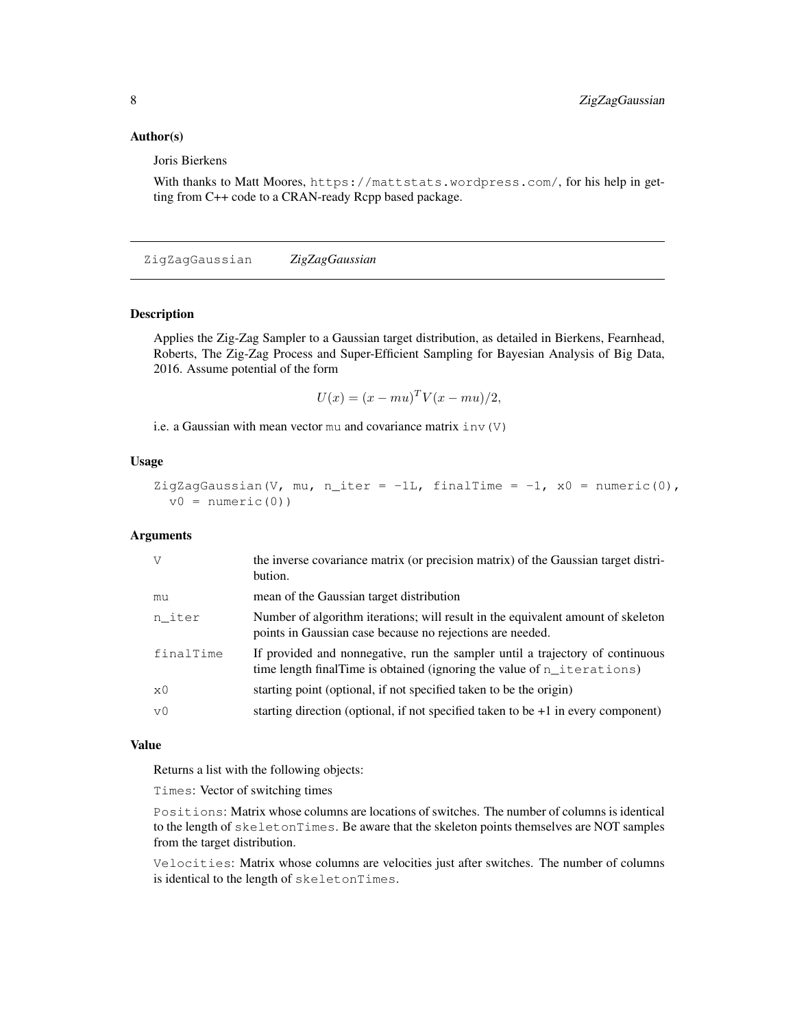### Author(s)

Joris Bierkens

With thanks to Matt Moores, https://mattstats.wordpress.com/, for his help in getting from C++ code to a CRAN-ready Rcpp based package.

---

## ZigZagGaussian *ZigZagGaussian*

### Description

Applies the Zig-Zag Sampler to a Gaussian target distribution, as detailed in Bierkens, Fearnhead, Roberts, The Zig-Zag Process and Super-Efficient Sampling for Bayesian Analysis of Big Data, 2016. Assume potential of the form

$$U(x) = (x - mu)^T V (x - mu)/2,$$

i.e. a Gaussian with mean vector `mu` and covariance matrix `inv(V)`

### Usage

```
ZigZagGaussian(V, mu, n_iter = -1L, finalTime = -1, x0 = numeric(0),
  v0 = numeric(0))
```

### Arguments

| | |
|---|---|
| `V` | the inverse covariance matrix (or precision matrix) of the Gaussian target distribution. |
| `mu` | mean of the Gaussian target distribution |
| `n_iter` | Number of algorithm iterations; will result in the equivalent amount of skeleton points in Gaussian case because no rejections are needed. |
| `finalTime` | If provided and nonnegative, run the sampler until a trajectory of continuous time length finalTime is obtained (ignoring the value of `n_iterations`) |
| `x0` | starting point (optional, if not specified taken to be the origin) |
| `v0` | starting direction (optional, if not specified taken to be +1 in every component) |

### Value

Returns a list with the following objects:

`Times`: Vector of switching times

`Positions`: Matrix whose columns are locations of switches. The number of columns is identical to the length of `skeletonTimes`. Be aware that the skeleton points themselves are NOT samples from the target distribution.

`Velocities`: Matrix whose columns are velocities just after switches. The number of columns is identical to the length of `skeletonTimes`.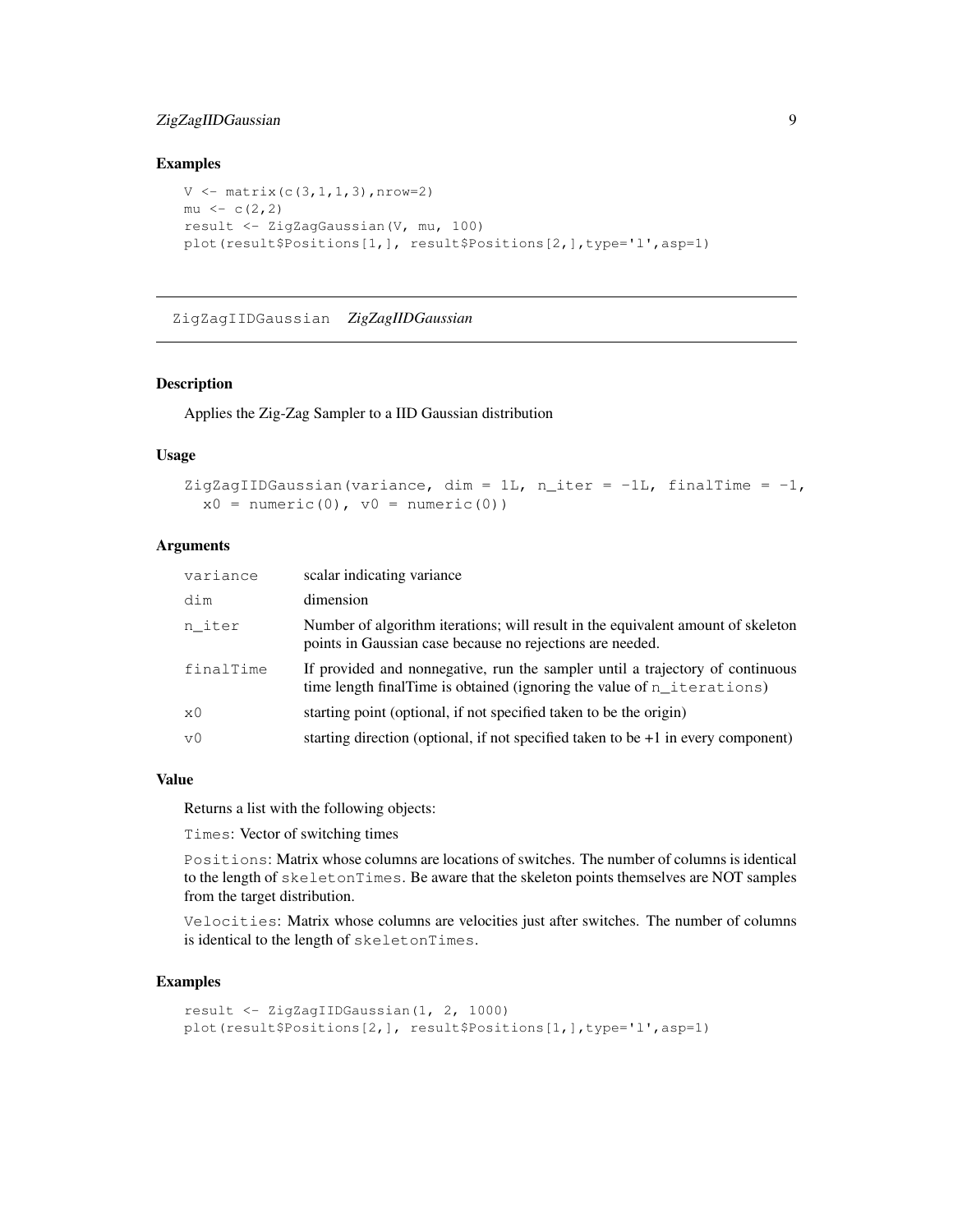### Examples

```
V <- matrix(c(3,1,1,3),nrow=2)
mu <- c(2,2)
result <- ZigZagGaussian(V, mu, 100)
plot(result$Positions[1,], result$Positions[2,],type='l',asp=1)
```

---

## ZigZagIIDGaussian *ZigZagIIDGaussian*

---

### Description

Applies the Zig-Zag Sampler to a IID Gaussian distribution

### Usage

```
ZigZagIIDGaussian(variance, dim = 1L, n_iter = -1L, finalTime = -1,
  x0 = numeric(0), v0 = numeric(0))
```

### Arguments

| | |
|---|---|
| variance | scalar indicating variance |
| dim | dimension |
| n_iter | Number of algorithm iterations; will result in the equivalent amount of skeleton points in Gaussian case because no rejections are needed. |
| finalTime | If provided and nonnegative, run the sampler until a trajectory of continuous time length finalTime is obtained (ignoring the value of n_iterations) |
| x0 | starting point (optional, if not specified taken to be the origin) |
| v0 | starting direction (optional, if not specified taken to be +1 in every component) |

### Value

Returns a list with the following objects:

Times: Vector of switching times

Positions: Matrix whose columns are locations of switches. The number of columns is identical to the length of skeletonTimes. Be aware that the skeleton points themselves are NOT samples from the target distribution.

Velocities: Matrix whose columns are velocities just after switches. The number of columns is identical to the length of skeletonTimes.

### Examples

```
result <- ZigZagIIDGaussian(1, 2, 1000)
plot(result$Positions[2,], result$Positions[1,],type='l',asp=1)
```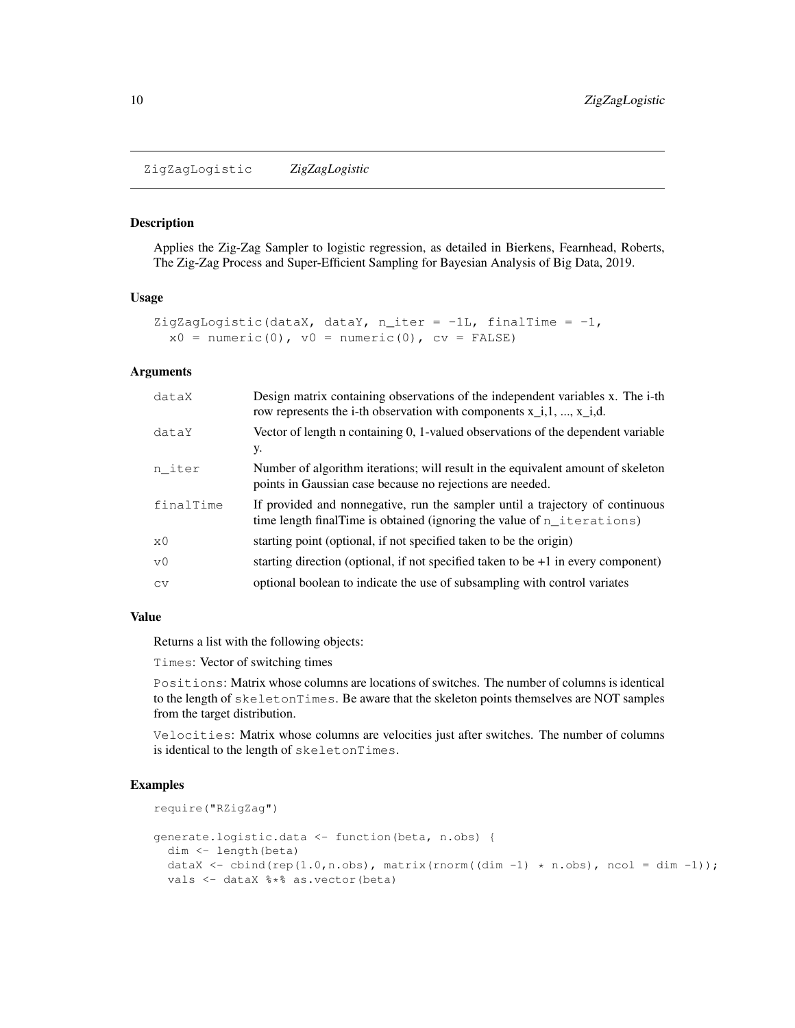## ZigZagLogistic *ZigZagLogistic*

### Description

Applies the Zig-Zag Sampler to logistic regression, as detailed in Bierkens, Fearnhead, Roberts, The Zig-Zag Process and Super-Efficient Sampling for Bayesian Analysis of Big Data, 2019.

### Usage

```
ZigZagLogistic(dataX, dataY, n_iter = -1L, finalTime = -1,
  x0 = numeric(0), v0 = numeric(0), cv = FALSE)
```

### Arguments

| | |
|---|---|
| `dataX` | Design matrix containing observations of the independent variables x. The i-th row represents the i-th observation with components x_i,1, ..., x_i,d. |
| `dataY` | Vector of length n containing 0, 1-valued observations of the dependent variable y. |
| `n_iter` | Number of algorithm iterations; will result in the equivalent amount of skeleton points in Gaussian case because no rejections are needed. |
| `finalTime` | If provided and nonnegative, run the sampler until a trajectory of continuous time length finalTime is obtained (ignoring the value of `n_iterations`) |
| `x0` | starting point (optional, if not specified taken to be the origin) |
| `v0` | starting direction (optional, if not specified taken to be +1 in every component) |
| `cv` | optional boolean to indicate the use of subsampling with control variates |

### Value

Returns a list with the following objects:

`Times`: Vector of switching times

`Positions`: Matrix whose columns are locations of switches. The number of columns is identical to the length of `skeletonTimes`. Be aware that the skeleton points themselves are NOT samples from the target distribution.

`Velocities`: Matrix whose columns are velocities just after switches. The number of columns is identical to the length of `skeletonTimes`.

### Examples

```
require("RZigZag")

generate.logistic.data <- function(beta, n.obs) {
  dim <- length(beta)
  dataX <- cbind(rep(1.0,n.obs), matrix(rnorm((dim -1) * n.obs), ncol = dim -1));
  vals <- dataX %*% as.vector(beta)
```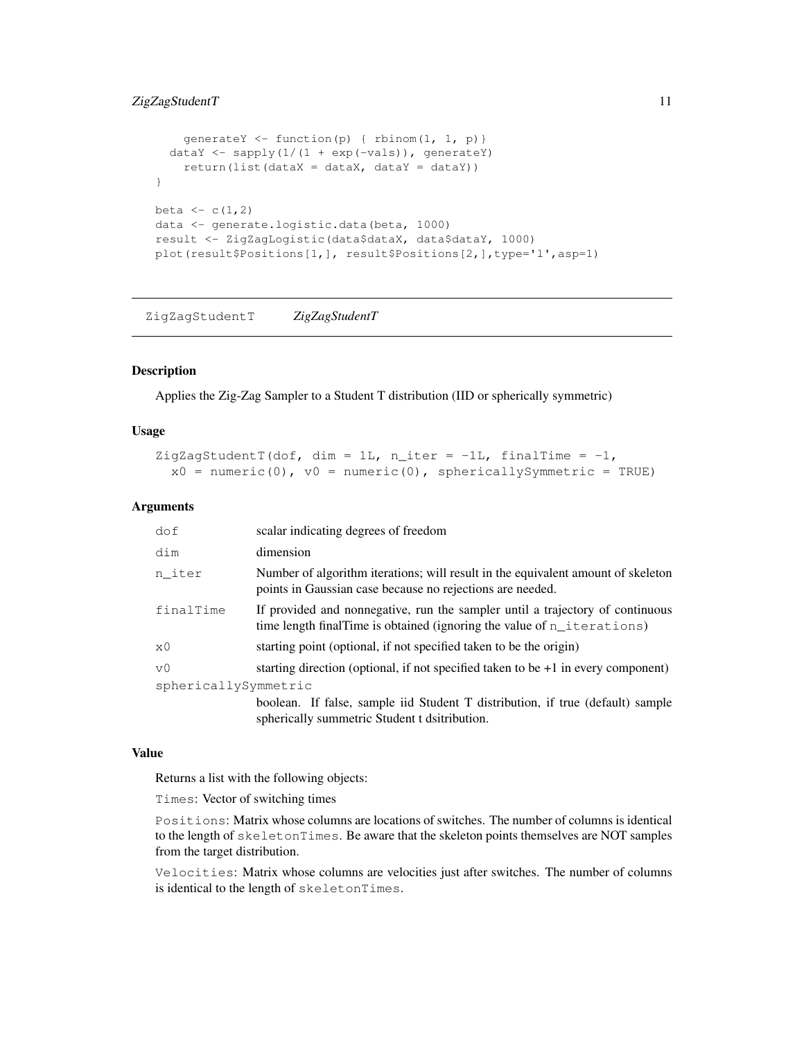```
    generateY <- function(p) { rbinom(1, 1, p)}
  dataY <- sapply(1/(1 + exp(-vals)), generateY)
    return(list(dataX = dataX, dataY = dataY))
}

beta <- c(1,2)
data <- generate.logistic.data(beta, 1000)
result <- ZigZagLogistic(data$dataX, data$dataY, 1000)
plot(result$Positions[1,], result$Positions[2,],type='l',asp=1)
```

## ZigZagStudentT *ZigZagStudentT*

### Description

Applies the Zig-Zag Sampler to a Student T distribution (IID or spherically symmetric)

### Usage

```
ZigZagStudentT(dof, dim = 1L, n_iter = -1L, finalTime = -1,
  x0 = numeric(0), v0 = numeric(0), sphericallySymmetric = TRUE)
```

### Arguments

| | |
|---|---|
| dof | scalar indicating degrees of freedom |
| dim | dimension |
| n_iter | Number of algorithm iterations; will result in the equivalent amount of skeleton points in Gaussian case because no rejections are needed. |
| finalTime | If provided and nonnegative, run the sampler until a trajectory of continuous time length finalTime is obtained (ignoring the value of `n_iterations`) |
| x0 | starting point (optional, if not specified taken to be the origin) |
| v0 | starting direction (optional, if not specified taken to be +1 in every component) |
| sphericallySymmetric | boolean. If false, sample iid Student T distribution, if true (default) sample spherically summetric Student t dsitribution. |

### Value

Returns a list with the following objects:

`Times`: Vector of switching times

`Positions`: Matrix whose columns are locations of switches. The number of columns is identical to the length of `skeletonTimes`. Be aware that the skeleton points themselves are NOT samples from the target distribution.

`Velocities`: Matrix whose columns are velocities just after switches. The number of columns is identical to the length of `skeletonTimes`.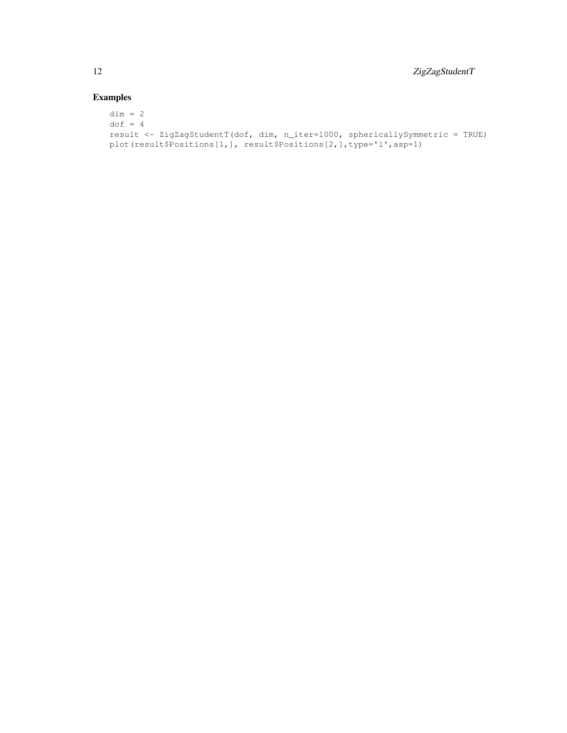## Examples

```
dim = 2
dof = 4
result <- ZigZagStudentT(dof, dim, n_iter=1000, sphericallySymmetric = TRUE)
plot(result$Positions[1,], result$Positions[2,],type='l',asp=1)
```